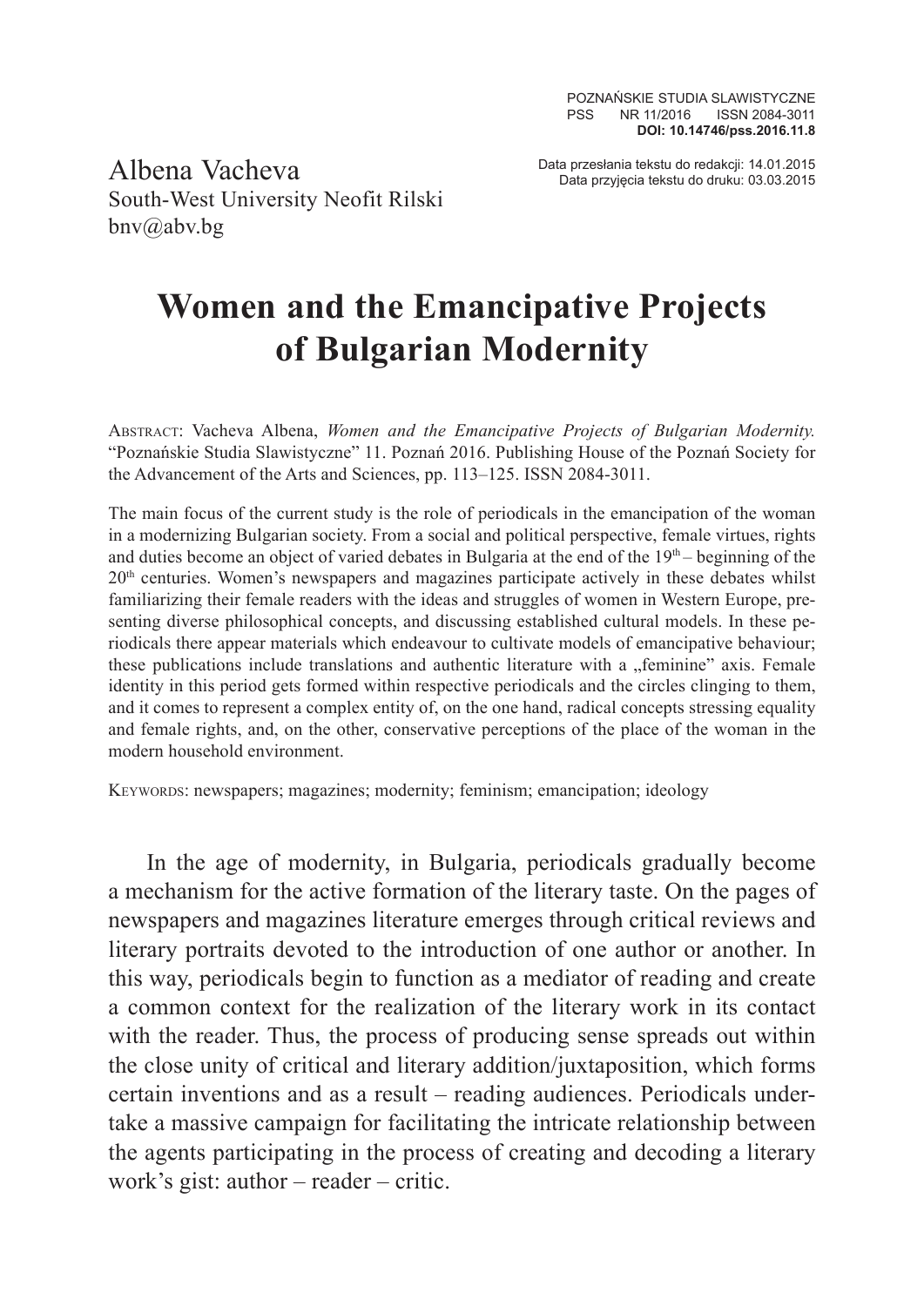POZNAŃSKIE STUDIA SLAWISTYCZNE
PSS NR 11/2016 ISSN 2084-3011
**DOI: 10.14746/pss.2016.11.8**

Data przesłania tekstu do redakcji: 14.01.2015
Data przyjęcia tekstu do druku: 03.03.2015

Albena Vacheva
South-West University Neofit Rilski
bnv@abv.bg

# Women and the Emancipative Projects of Bulgarian Modernity

Abstract: Vacheva Albena, *Women and the Emancipative Projects of Bulgarian Modernity.* "Poznańskie Studia Slawistyczne" 11. Poznań 2016. Publishing House of the Poznań Society for the Advancement of the Arts and Sciences, pp. 113–125. ISSN 2084-3011.

The main focus of the current study is the role of periodicals in the emancipation of the woman in a modernizing Bulgarian society. From a social and political perspective, female virtues, rights and duties become an object of varied debates in Bulgaria at the end of the 19th – beginning of the 20th centuries. Women's newspapers and magazines participate actively in these debates whilst familiarizing their female readers with the ideas and struggles of women in Western Europe, presenting diverse philosophical concepts, and discussing established cultural models. In these periodicals there appear materials which endeavour to cultivate models of emancipative behaviour; these publications include translations and authentic literature with a „feminine" axis. Female identity in this period gets formed within respective periodicals and the circles clinging to them, and it comes to represent a complex entity of, on the one hand, radical concepts stressing equality and female rights, and, on the other, conservative perceptions of the place of the woman in the modern household environment.

Keywords: newspapers; magazines; modernity; feminism; emancipation; ideology

In the age of modernity, in Bulgaria, periodicals gradually become a mechanism for the active formation of the literary taste. On the pages of newspapers and magazines literature emerges through critical reviews and literary portraits devoted to the introduction of one author or another. In this way, periodicals begin to function as a mediator of reading and create a common context for the realization of the literary work in its contact with the reader. Thus, the process of producing sense spreads out within the close unity of critical and literary addition/juxtaposition, which forms certain inventions and as a result – reading audiences. Periodicals undertake a massive campaign for facilitating the intricate relationship between the agents participating in the process of creating and decoding a literary work's gist: author – reader – critic.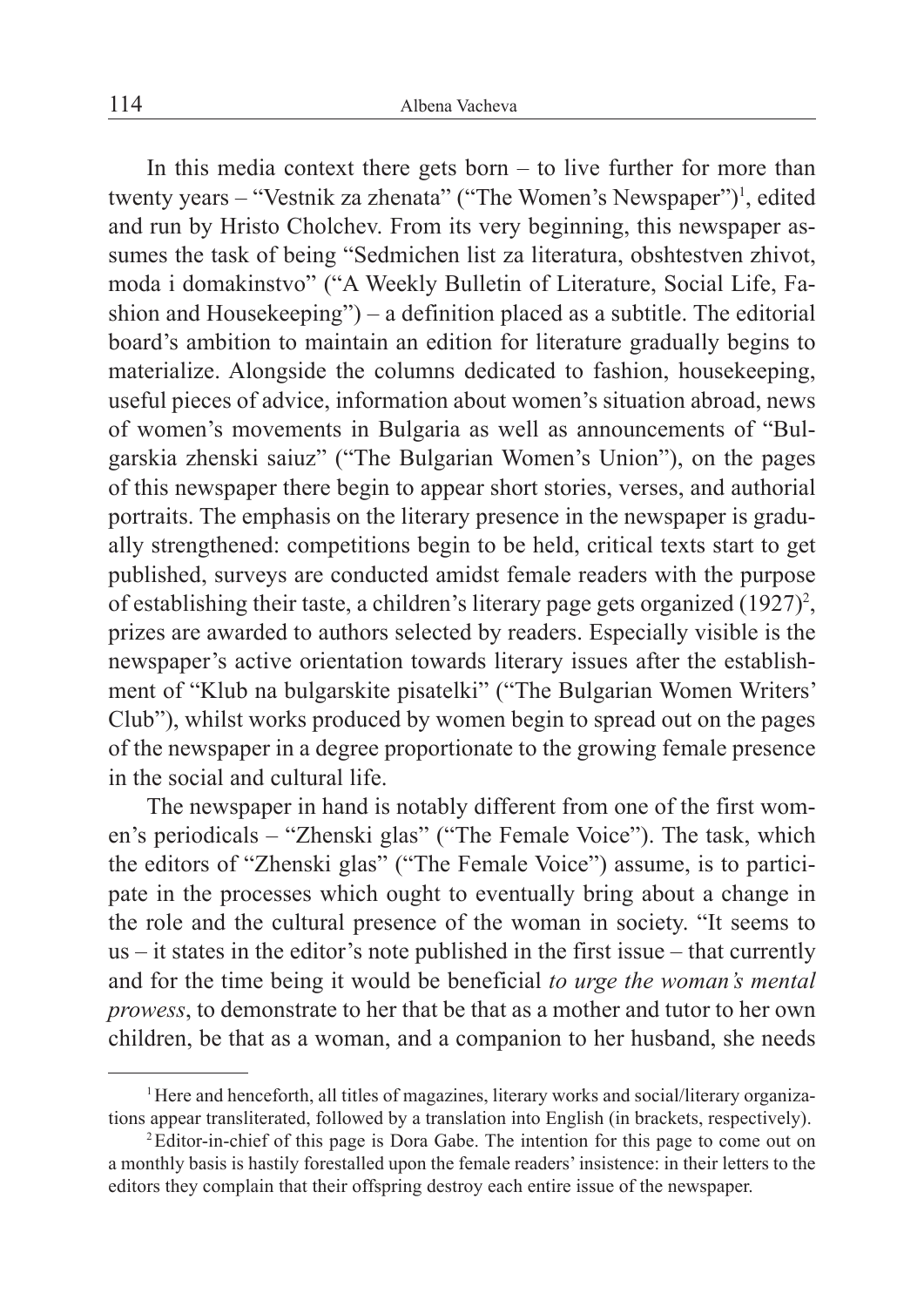In this media context there gets born – to live further for more than twenty years – "Vestnik za zhenata" ("The Women's Newspaper")[1], edited and run by Hristo Cholchev. From its very beginning, this newspaper assumes the task of being "Sedmichen list za literatura, obshtestven zhivot, moda i domakinstvo" ("A Weekly Bulletin of Literature, Social Life, Fashion and Housekeeping") – a definition placed as a subtitle. The editorial board's ambition to maintain an edition for literature gradually begins to materialize. Alongside the columns dedicated to fashion, housekeeping, useful pieces of advice, information about women's situation abroad, news of women's movements in Bulgaria as well as announcements of "Bulgarskia zhenski saiuz" ("The Bulgarian Women's Union"), on the pages of this newspaper there begin to appear short stories, verses, and authorial portraits. The emphasis on the literary presence in the newspaper is gradually strengthened: competitions begin to be held, critical texts start to get published, surveys are conducted amidst female readers with the purpose of establishing their taste, a children's literary page gets organized (1927)[2], prizes are awarded to authors selected by readers. Especially visible is the newspaper's active orientation towards literary issues after the establishment of "Klub na bulgarskite pisatelki" ("The Bulgarian Women Writers' Club"), whilst works produced by women begin to spread out on the pages of the newspaper in a degree proportionate to the growing female presence in the social and cultural life.

The newspaper in hand is notably different from one of the first women's periodicals – "Zhenski glas" ("The Female Voice"). The task, which the editors of "Zhenski glas" ("The Female Voice") assume, is to participate in the processes which ought to eventually bring about a change in the role and the cultural presence of the woman in society. "It seems to us – it states in the editor's note published in the first issue – that currently and for the time being it would be beneficial *to urge the woman's mental prowess*, to demonstrate to her that be that as a mother and tutor to her own children, be that as a woman, and a companion to her husband, she needs

---

[1] Here and henceforth, all titles of magazines, literary works and social/literary organizations appear transliterated, followed by a translation into English (in brackets, respectively).

[2] Editor-in-chief of this page is Dora Gabe. The intention for this page to come out on a monthly basis is hastily forestalled upon the female readers' insistence: in their letters to the editors they complain that their offspring destroy each entire issue of the newspaper.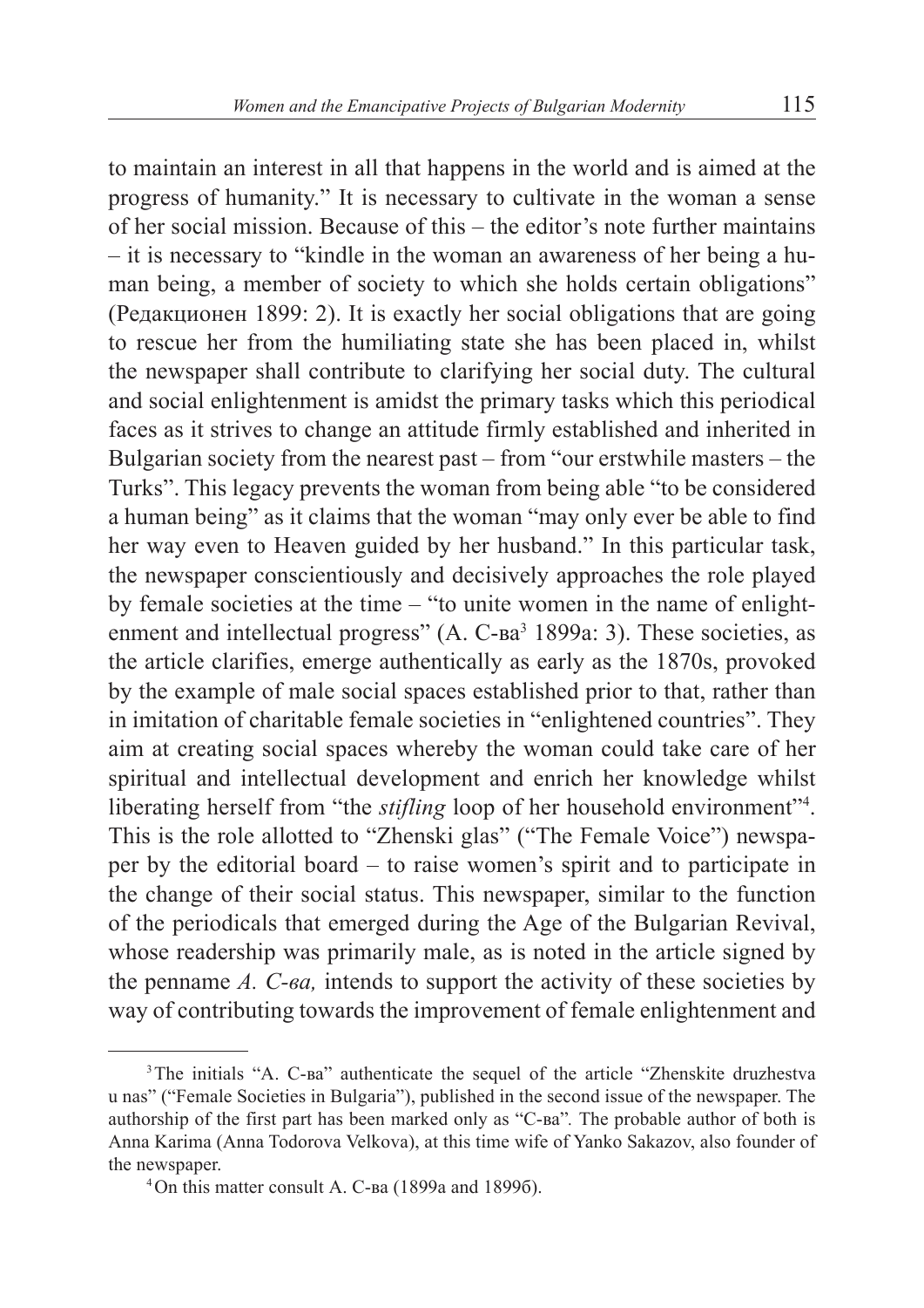to maintain an interest in all that happens in the world and is aimed at the progress of humanity." It is necessary to cultivate in the woman a sense of her social mission. Because of this – the editor's note further maintains – it is necessary to "kindle in the woman an awareness of her being a human being, a member of society to which she holds certain obligations" (Редакционен 1899: 2). It is exactly her social obligations that are going to rescue her from the humiliating state she has been placed in, whilst the newspaper shall contribute to clarifying her social duty. The cultural and social enlightenment is amidst the primary tasks which this periodical faces as it strives to change an attitude firmly established and inherited in Bulgarian society from the nearest past – from "our erstwhile masters – the Turks". This legacy prevents the woman from being able "to be considered a human being" as it claims that the woman "may only ever be able to find her way even to Heaven guided by her husband." In this particular task, the newspaper conscientiously and decisively approaches the role played by female societies at the time – "to unite women in the name of enlightenment and intellectual progress" (А. С-ва[3] 1899a: 3). These societies, as the article clarifies, emerge authentically as early as the 1870s, provoked by the example of male social spaces established prior to that, rather than in imitation of charitable female societies in "enlightened countries". They aim at creating social spaces whereby the woman could take care of her spiritual and intellectual development and enrich her knowledge whilst liberating herself from "the *stifling* loop of her household environment"[4]. This is the role allotted to "Zhenski glas" ("The Female Voice") newspaper by the editorial board – to raise women's spirit and to participate in the change of their social status. This newspaper, similar to the function of the periodicals that emerged during the Age of the Bulgarian Revival, whose readership was primarily male, as is noted in the article signed by the penname *А. С-ва,* intends to support the activity of these societies by way of contributing towards the improvement of female enlightenment and

---

[3] The initials "А. С-ва" authenticate the sequel of the article "Zhenskite druzhestva u nas" ("Female Societies in Bulgaria"), published in the second issue of the newspaper. The authorship of the first part has been marked only as "С-ва". The probable author of both is Anna Karima (Anna Todorova Velkova), at this time wife of Yanko Sakazov, also founder of the newspaper.

[4] On this matter consult А. С-ва (1899а and 1899б).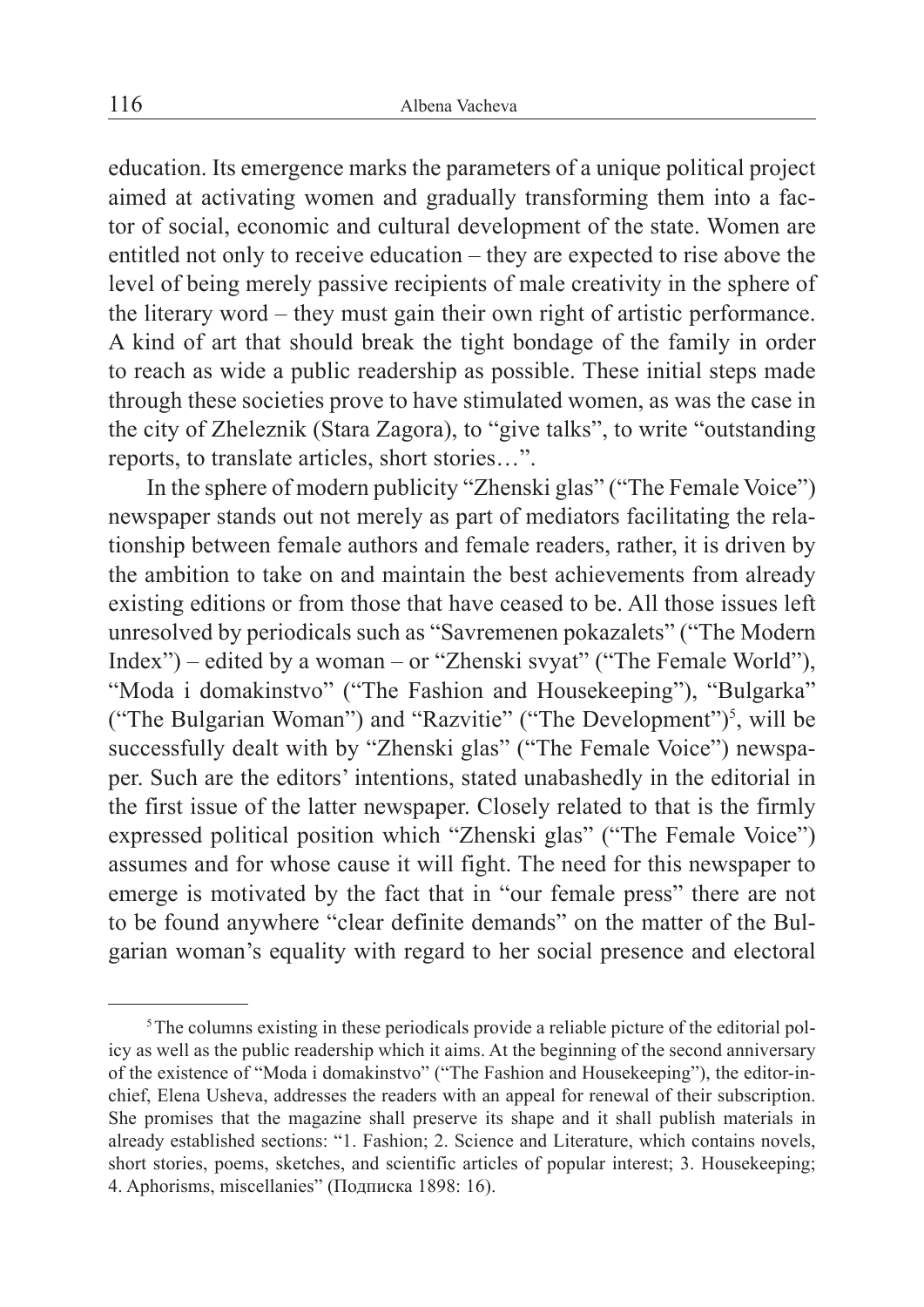education. Its emergence marks the parameters of a unique political project aimed at activating women and gradually transforming them into a factor of social, economic and cultural development of the state. Women are entitled not only to receive education – they are expected to rise above the level of being merely passive recipients of male creativity in the sphere of the literary word – they must gain their own right of artistic performance. A kind of art that should break the tight bondage of the family in order to reach as wide a public readership as possible. These initial steps made through these societies prove to have stimulated women, as was the case in the city of Zheleznik (Stara Zagora), to "give talks", to write "outstanding reports, to translate articles, short stories…".

In the sphere of modern publicity "Zhenski glas" ("The Female Voice") newspaper stands out not merely as part of mediators facilitating the relationship between female authors and female readers, rather, it is driven by the ambition to take on and maintain the best achievements from already existing editions or from those that have ceased to be. All those issues left unresolved by periodicals such as "Savremenen pokazalets" ("The Modern Index") – edited by a woman – or "Zhenski svyat" ("The Female World"), "Moda i domakinstvo" ("The Fashion and Housekeeping"), "Bulgarka" ("The Bulgarian Woman") and "Razvitie" ("The Development")[5], will be successfully dealt with by "Zhenski glas" ("The Female Voice") newspaper. Such are the editors' intentions, stated unabashedly in the editorial in the first issue of the latter newspaper. Closely related to that is the firmly expressed political position which "Zhenski glas" ("The Female Voice") assumes and for whose cause it will fight. The need for this newspaper to emerge is motivated by the fact that in "our female press" there are not to be found anywhere "clear definite demands" on the matter of the Bulgarian woman's equality with regard to her social presence and electoral

---

[5] The columns existing in these periodicals provide a reliable picture of the editorial policy as well as the public readership which it aims. At the beginning of the second anniversary of the existence of "Moda i domakinstvo" ("The Fashion and Housekeeping"), the editor-in-chief, Elena Usheva, addresses the readers with an appeal for renewal of their subscription. She promises that the magazine shall preserve its shape and it shall publish materials in already established sections: "1. Fashion; 2. Science and Literature, which contains novels, short stories, poems, sketches, and scientific articles of popular interest; 3. Housekeeping; 4. Aphorisms, miscellanies" (Подписка 1898: 16).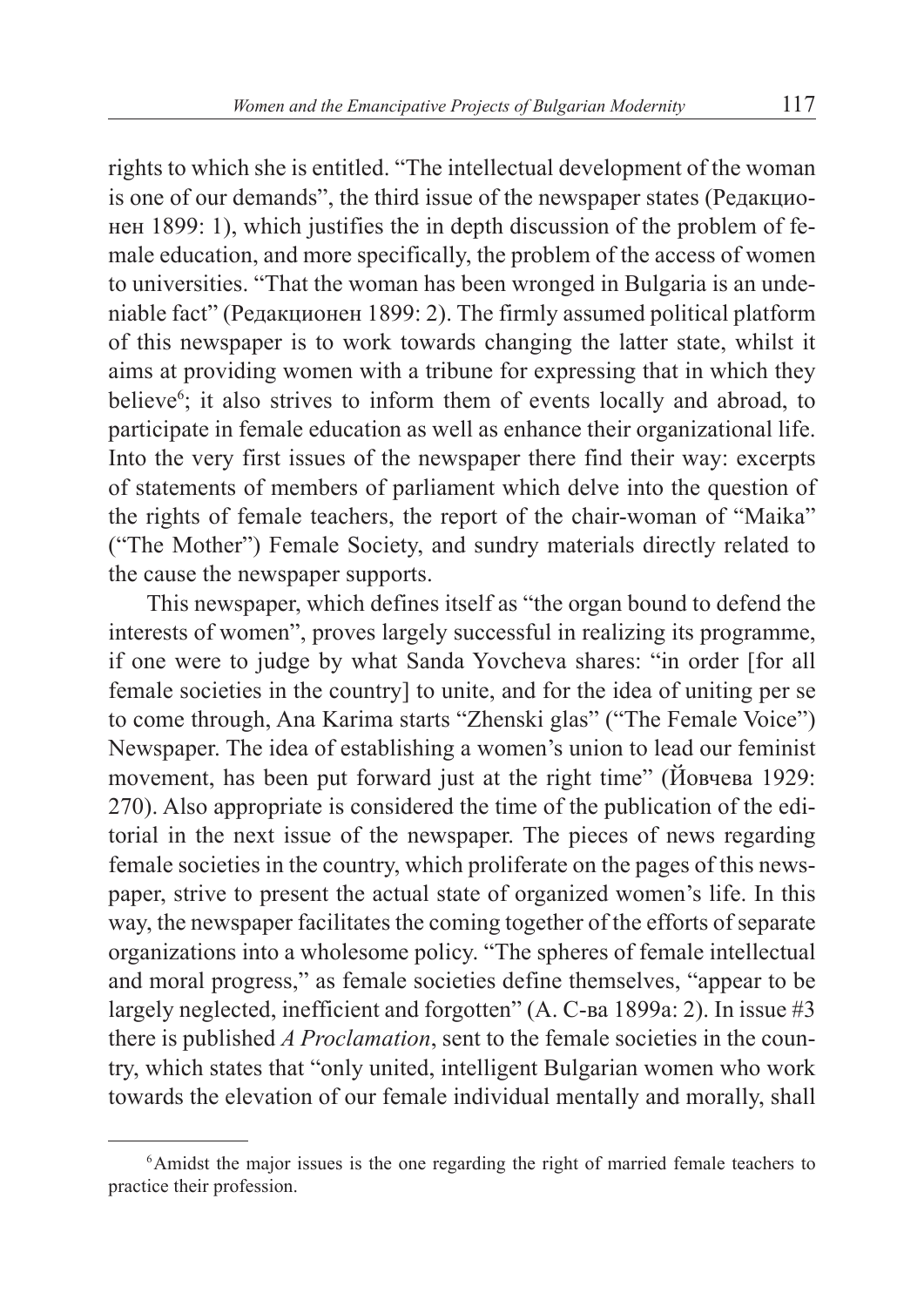rights to which she is entitled. “The intellectual development of the woman is one of our demands”, the third issue of the newspaper states (Редакционен 1899: 1), which justifies the in depth discussion of the problem of female education, and more specifically, the problem of the access of women to universities. “That the woman has been wronged in Bulgaria is an undeniable fact” (Редакционен 1899: 2). The firmly assumed political platform of this newspaper is to work towards changing the latter state, whilst it aims at providing women with a tribune for expressing that in which they believe[6]; it also strives to inform them of events locally and abroad, to participate in female education as well as enhance their organizational life. Into the very first issues of the newspaper there find their way: excerpts of statements of members of parliament which delve into the question of the rights of female teachers, the report of the chair-woman of “Maika” (“The Mother”) Female Society, and sundry materials directly related to the cause the newspaper supports.

This newspaper, which defines itself as “the organ bound to defend the interests of women”, proves largely successful in realizing its programme, if one were to judge by what Sanda Yovcheva shares: “in order [for all female societies in the country] to unite, and for the idea of uniting per se to come through, Ana Karima starts “Zhenski glas” (“The Female Voice”) Newspaper. The idea of establishing a women’s union to lead our feminist movement, has been put forward just at the right time” (Йовчева 1929: 270). Also appropriate is considered the time of the publication of the editorial in the next issue of the newspaper. The pieces of news regarding female societies in the country, which proliferate on the pages of this newspaper, strive to present the actual state of organized women’s life. In this way, the newspaper facilitates the coming together of the efforts of separate organizations into a wholesome policy. “The spheres of female intellectual and moral progress,” as female societies define themselves, “appear to be largely neglected, inefficient and forgotten” (А. С-ва 1899a: 2). In issue #3 there is published *A Proclamation*, sent to the female societies in the country, which states that “only united, intelligent Bulgarian women who work towards the elevation of our female individual mentally and morally, shall

[6] Amidst the major issues is the one regarding the right of married female teachers to practice their profession.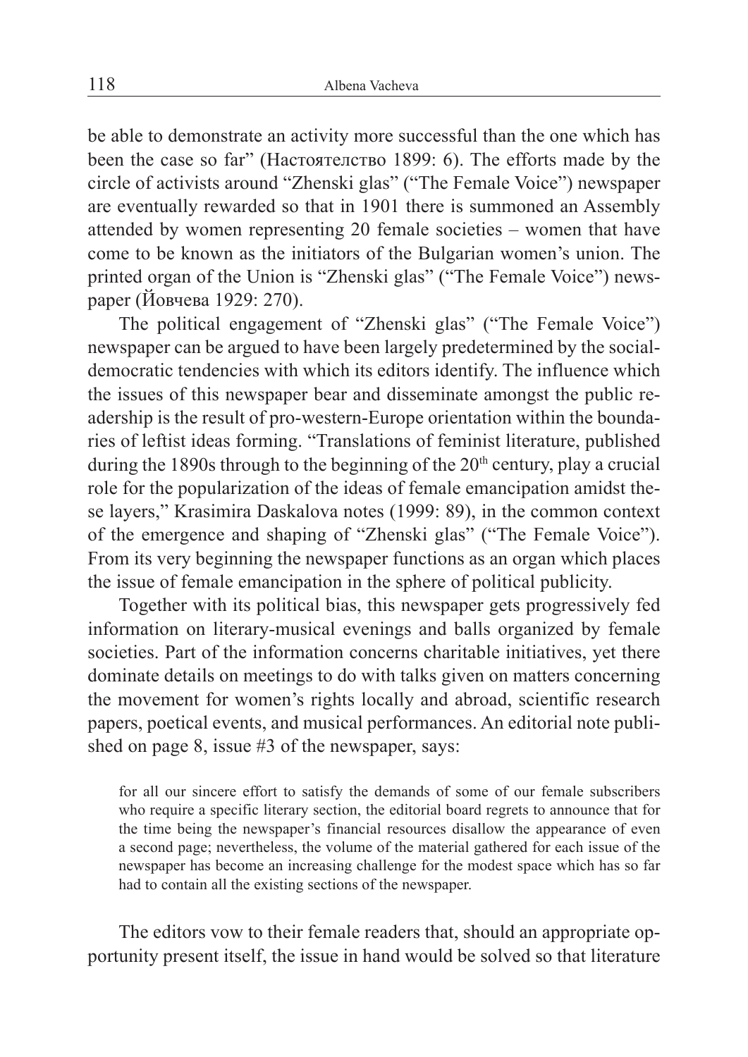be able to demonstrate an activity more successful than the one which has been the case so far" (Настоятелство 1899: 6). The efforts made by the circle of activists around "Zhenski glas" ("The Female Voice") newspaper are eventually rewarded so that in 1901 there is summoned an Assembly attended by women representing 20 female societies – women that have come to be known as the initiators of the Bulgarian women's union. The printed organ of the Union is "Zhenski glas" ("The Female Voice") newspaper (Йовчева 1929: 270).

The political engagement of "Zhenski glas" ("The Female Voice") newspaper can be argued to have been largely predetermined by the social-democratic tendencies with which its editors identify. The influence which the issues of this newspaper bear and disseminate amongst the public readership is the result of pro-western-Europe orientation within the boundaries of leftist ideas forming. "Translations of feminist literature, published during the 1890s through to the beginning of the 20th century, play a crucial role for the popularization of the ideas of female emancipation amidst these layers," Krasimira Daskalova notes (1999: 89), in the common context of the emergence and shaping of "Zhenski glas" ("The Female Voice"). From its very beginning the newspaper functions as an organ which places the issue of female emancipation in the sphere of political publicity.

Together with its political bias, this newspaper gets progressively fed information on literary-musical evenings and balls organized by female societies. Part of the information concerns charitable initiatives, yet there dominate details on meetings to do with talks given on matters concerning the movement for women's rights locally and abroad, scientific research papers, poetical events, and musical performances. An editorial note published on page 8, issue #3 of the newspaper, says:

> for all our sincere effort to satisfy the demands of some of our female subscribers who require a specific literary section, the editorial board regrets to announce that for the time being the newspaper's financial resources disallow the appearance of even a second page; nevertheless, the volume of the material gathered for each issue of the newspaper has become an increasing challenge for the modest space which has so far had to contain all the existing sections of the newspaper.

The editors vow to their female readers that, should an appropriate opportunity present itself, the issue in hand would be solved so that literature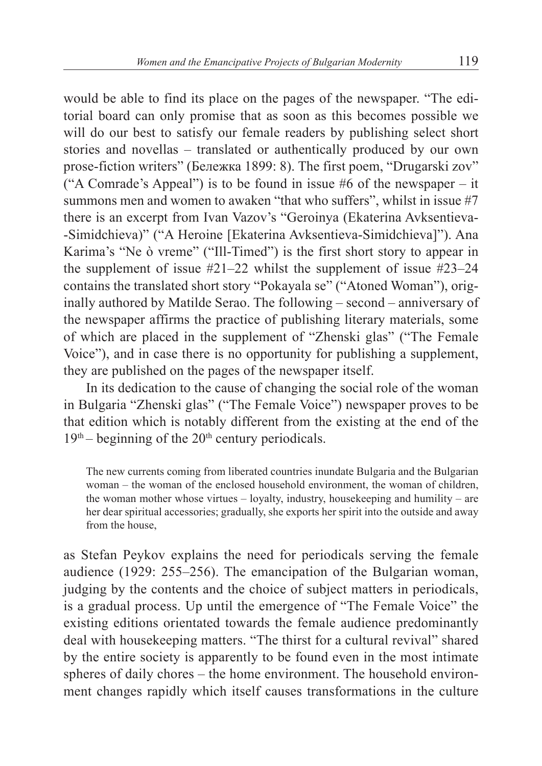would be able to find its place on the pages of the newspaper. "The editorial board can only promise that as soon as this becomes possible we will do our best to satisfy our female readers by publishing select short stories and novellas – translated or authentically produced by our own prose-fiction writers" (Бележка 1899: 8). The first poem, "Drugarski zov" ("A Comrade's Appeal") is to be found in issue #6 of the newspaper – it summons men and women to awaken "that who suffers", whilst in issue #7 there is an excerpt from Ivan Vazov's "Geroinya (Ekaterina Avksentieva--Simidchieva)" ("A Heroine [Ekaterina Avksentieva-Simidchieva]"). Ana Karima's "Ne ò vreme" ("Ill-Timed") is the first short story to appear in the supplement of issue #21–22 whilst the supplement of issue #23–24 contains the translated short story "Pokayala se" ("Atoned Woman"), originally authored by Matilde Serao. The following – second – anniversary of the newspaper affirms the practice of publishing literary materials, some of which are placed in the supplement of "Zhenski glas" ("The Female Voice"), and in case there is no opportunity for publishing a supplement, they are published on the pages of the newspaper itself.

In its dedication to the cause of changing the social role of the woman in Bulgaria "Zhenski glas" ("The Female Voice") newspaper proves to be that edition which is notably different from the existing at the end of the 19th – beginning of the 20th century periodicals.

> The new currents coming from liberated countries inundate Bulgaria and the Bulgarian woman – the woman of the enclosed household environment, the woman of children, the woman mother whose virtues – loyalty, industry, housekeeping and humility – are her dear spiritual accessories; gradually, she exports her spirit into the outside and away from the house,

as Stefan Peykov explains the need for periodicals serving the female audience (1929: 255–256). The emancipation of the Bulgarian woman, judging by the contents and the choice of subject matters in periodicals, is a gradual process. Up until the emergence of "The Female Voice" the existing editions orientated towards the female audience predominantly deal with housekeeping matters. "The thirst for a cultural revival" shared by the entire society is apparently to be found even in the most intimate spheres of daily chores – the home environment. The household environment changes rapidly which itself causes transformations in the culture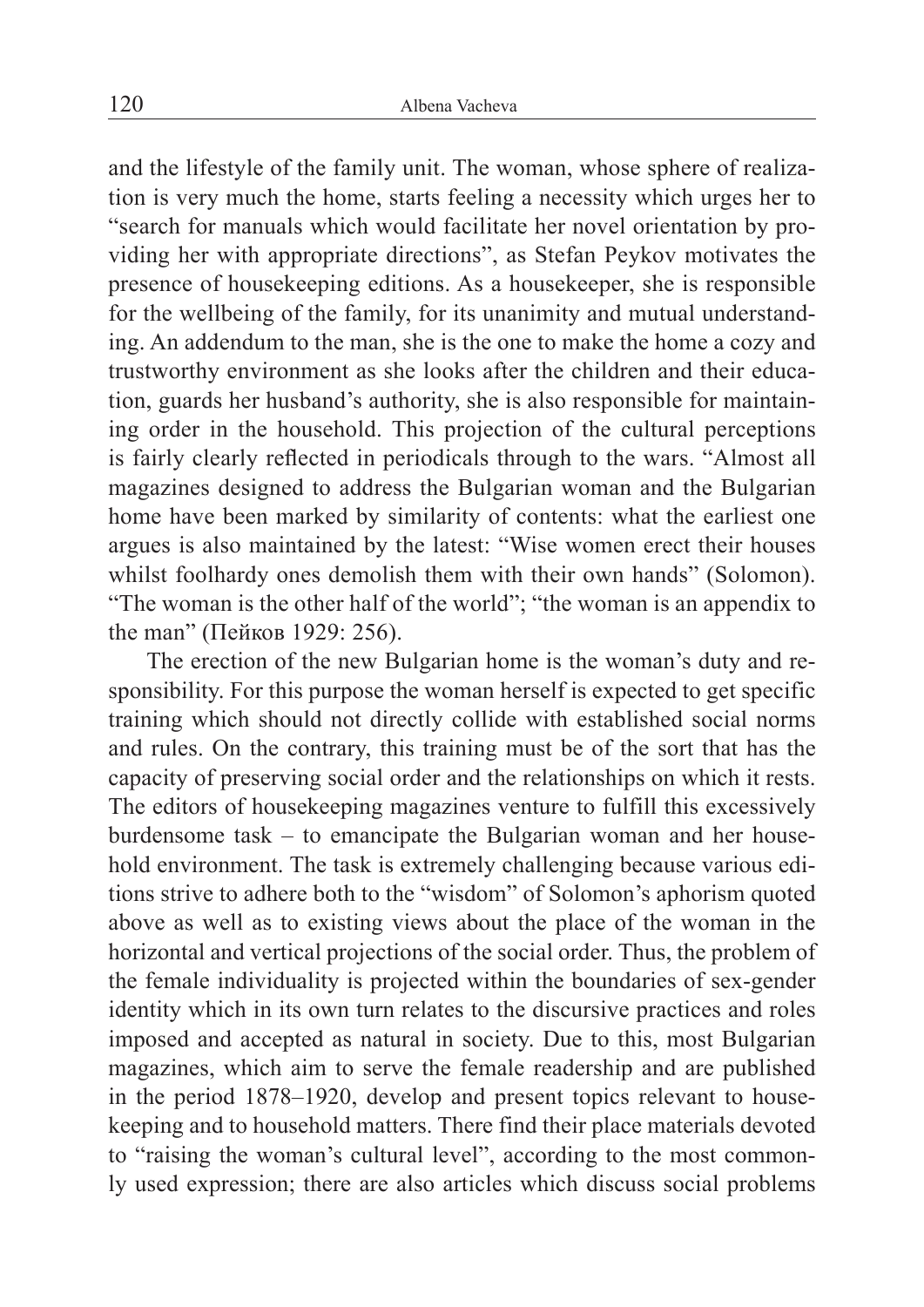and the lifestyle of the family unit. The woman, whose sphere of realization is very much the home, starts feeling a necessity which urges her to "search for manuals which would facilitate her novel orientation by providing her with appropriate directions", as Stefan Peykov motivates the presence of housekeeping editions. As a housekeeper, she is responsible for the wellbeing of the family, for its unanimity and mutual understanding. An addendum to the man, she is the one to make the home a cozy and trustworthy environment as she looks after the children and their education, guards her husband's authority, she is also responsible for maintaining order in the household. This projection of the cultural perceptions is fairly clearly reflected in periodicals through to the wars. "Almost all magazines designed to address the Bulgarian woman and the Bulgarian home have been marked by similarity of contents: what the earliest one argues is also maintained by the latest: "Wise women erect their houses whilst foolhardy ones demolish them with their own hands" (Solomon). "The woman is the other half of the world"; "the woman is an appendix to the man" (Пейков 1929: 256).

The erection of the new Bulgarian home is the woman's duty and responsibility. For this purpose the woman herself is expected to get specific training which should not directly collide with established social norms and rules. On the contrary, this training must be of the sort that has the capacity of preserving social order and the relationships on which it rests. The editors of housekeeping magazines venture to fulfill this excessively burdensome task – to emancipate the Bulgarian woman and her household environment. The task is extremely challenging because various editions strive to adhere both to the "wisdom" of Solomon's aphorism quoted above as well as to existing views about the place of the woman in the horizontal and vertical projections of the social order. Thus, the problem of the female individuality is projected within the boundaries of sex-gender identity which in its own turn relates to the discursive practices and roles imposed and accepted as natural in society. Due to this, most Bulgarian magazines, which aim to serve the female readership and are published in the period 1878–1920, develop and present topics relevant to housekeeping and to household matters. There find their place materials devoted to "raising the woman's cultural level", according to the most commonly used expression; there are also articles which discuss social problems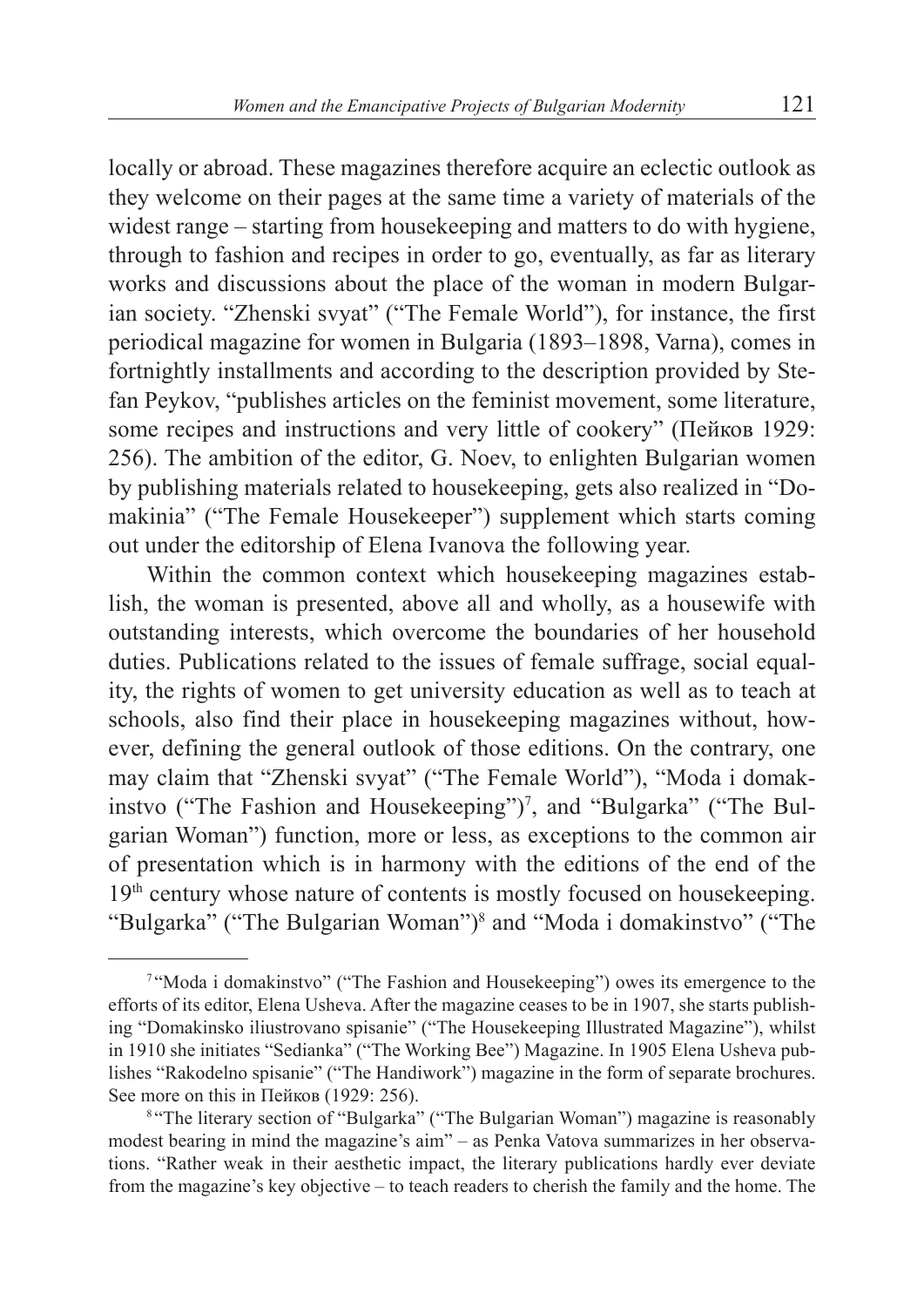locally or abroad. These magazines therefore acquire an eclectic outlook as they welcome on their pages at the same time a variety of materials of the widest range – starting from housekeeping and matters to do with hygiene, through to fashion and recipes in order to go, eventually, as far as literary works and discussions about the place of the woman in modern Bulgarian society. "Zhenski svyat" ("The Female World"), for instance, the first periodical magazine for women in Bulgaria (1893–1898, Varna), comes in fortnightly installments and according to the description provided by Stefan Peykov, "publishes articles on the feminist movement, some literature, some recipes and instructions and very little of cookery" (Пейков 1929: 256). The ambition of the editor, G. Noev, to enlighten Bulgarian women by publishing materials related to housekeeping, gets also realized in "Domakinia" ("The Female Housekeeper") supplement which starts coming out under the editorship of Elena Ivanova the following year.

Within the common context which housekeeping magazines establish, the woman is presented, above all and wholly, as a housewife with outstanding interests, which overcome the boundaries of her household duties. Publications related to the issues of female suffrage, social equality, the rights of women to get university education as well as to teach at schools, also find their place in housekeeping magazines without, however, defining the general outlook of those editions. On the contrary, one may claim that "Zhenski svyat" ("The Female World"), "Moda i domakinstvo ("The Fashion and Housekeeping")[7], and "Bulgarka" ("The Bulgarian Woman") function, more or less, as exceptions to the common air of presentation which is in harmony with the editions of the end of the 19th century whose nature of contents is mostly focused on housekeeping. "Bulgarka" ("The Bulgarian Woman")[8] and "Moda i domakinstvo" ("The

---

[7] "Moda i domakinstvo" ("The Fashion and Housekeeping") owes its emergence to the efforts of its editor, Elena Usheva. After the magazine ceases to be in 1907, she starts publishing "Domakinsko iliustrovano spisanie" ("The Housekeeping Illustrated Magazine"), whilst in 1910 she initiates "Sedianka" ("The Working Bee") Magazine. In 1905 Elena Usheva publishes "Rakodelno spisanie" ("The Handiwork") magazine in the form of separate brochures. See more on this in Пейков (1929: 256).

[8] "The literary section of "Bulgarka" ("The Bulgarian Woman") magazine is reasonably modest bearing in mind the magazine's aim" – as Penka Vatova summarizes in her observations. "Rather weak in their aesthetic impact, the literary publications hardly ever deviate from the magazine's key objective – to teach readers to cherish the family and the home. The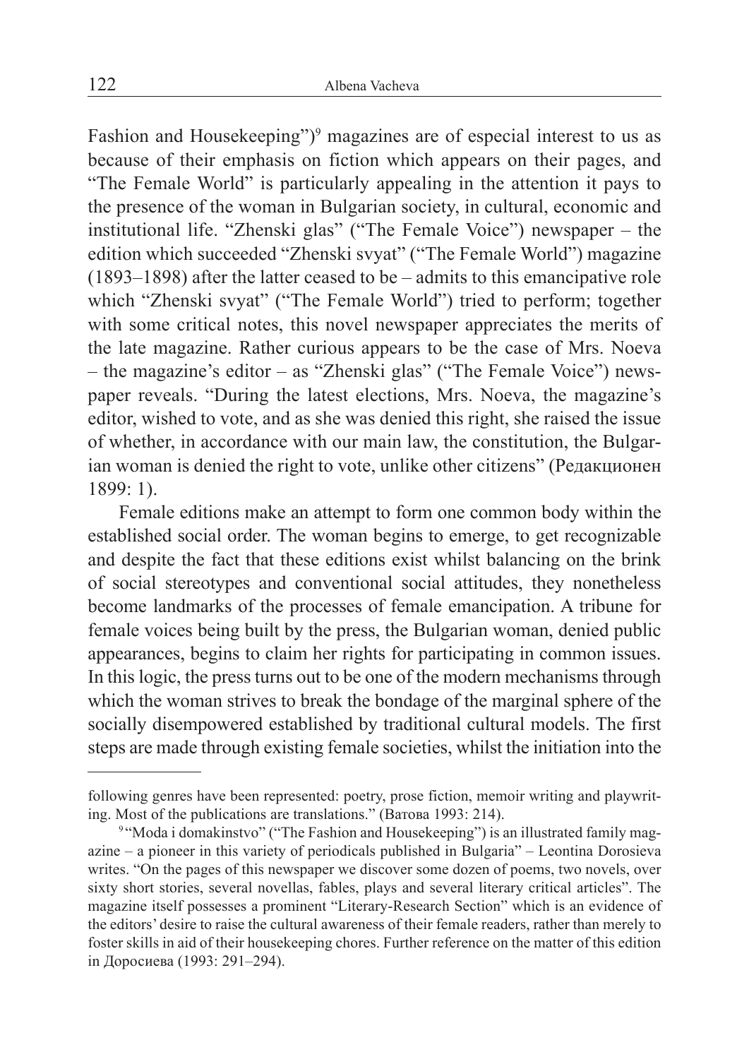Fashion and Housekeeping")[9] magazines are of especial interest to us as because of their emphasis on fiction which appears on their pages, and "The Female World" is particularly appealing in the attention it pays to the presence of the woman in Bulgarian society, in cultural, economic and institutional life. "Zhenski glas" ("The Female Voice") newspaper – the edition which succeeded "Zhenski svyat" ("The Female World") magazine (1893–1898) after the latter ceased to be – admits to this emancipative role which "Zhenski svyat" ("The Female World") tried to perform; together with some critical notes, this novel newspaper appreciates the merits of the late magazine. Rather curious appears to be the case of Mrs. Noeva – the magazine's editor – as "Zhenski glas" ("The Female Voice") newspaper reveals. "During the latest elections, Mrs. Noeva, the magazine's editor, wished to vote, and as she was denied this right, she raised the issue of whether, in accordance with our main law, the constitution, the Bulgarian woman is denied the right to vote, unlike other citizens" (Редакционен 1899: 1).

Female editions make an attempt to form one common body within the established social order. The woman begins to emerge, to get recognizable and despite the fact that these editions exist whilst balancing on the brink of social stereotypes and conventional social attitudes, they nonetheless become landmarks of the processes of female emancipation. A tribune for female voices being built by the press, the Bulgarian woman, denied public appearances, begins to claim her rights for participating in common issues. In this logic, the press turns out to be one of the modern mechanisms through which the woman strives to break the bondage of the marginal sphere of the socially disempowered established by traditional cultural models. The first steps are made through existing female societies, whilst the initiation into the

---

following genres have been represented: poetry, prose fiction, memoir writing and playwriting. Most of the publications are translations." (Ватова 1993: 214).

[9] "Moda i domakinstvo" ("The Fashion and Housekeeping") is an illustrated family magazine – a pioneer in this variety of periodicals published in Bulgaria" – Leontina Dorosieva writes. "On the pages of this newspaper we discover some dozen of poems, two novels, over sixty short stories, several novellas, fables, plays and several literary critical articles". The magazine itself possesses a prominent "Literary-Research Section" which is an evidence of the editors' desire to raise the cultural awareness of their female readers, rather than merely to foster skills in aid of their housekeeping chores. Further reference on the matter of this edition in Доросиева (1993: 291–294).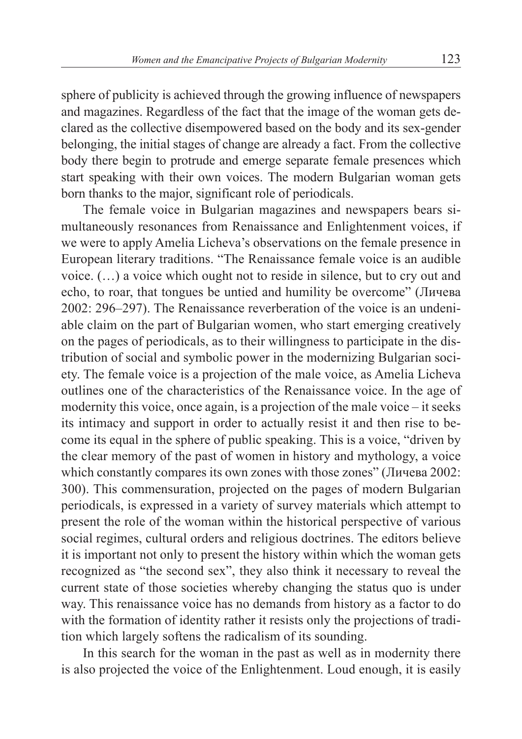sphere of publicity is achieved through the growing influence of newspapers and magazines. Regardless of the fact that the image of the woman gets declared as the collective disempowered based on the body and its sex-gender belonging, the initial stages of change are already a fact. From the collective body there begin to protrude and emerge separate female presences which start speaking with their own voices. The modern Bulgarian woman gets born thanks to the major, significant role of periodicals.

The female voice in Bulgarian magazines and newspapers bears simultaneously resonances from Renaissance and Enlightenment voices, if we were to apply Amelia Licheva's observations on the female presence in European literary traditions. "The Renaissance female voice is an audible voice. (…) a voice which ought not to reside in silence, but to cry out and echo, to roar, that tongues be untied and humility be overcome" (Личева 2002: 296–297). The Renaissance reverberation of the voice is an undeniable claim on the part of Bulgarian women, who start emerging creatively on the pages of periodicals, as to their willingness to participate in the distribution of social and symbolic power in the modernizing Bulgarian society. The female voice is a projection of the male voice, as Amelia Licheva outlines one of the characteristics of the Renaissance voice. In the age of modernity this voice, once again, is a projection of the male voice – it seeks its intimacy and support in order to actually resist it and then rise to become its equal in the sphere of public speaking. This is a voice, "driven by the clear memory of the past of women in history and mythology, a voice which constantly compares its own zones with those zones" (Личева 2002: 300). This commensuration, projected on the pages of modern Bulgarian periodicals, is expressed in a variety of survey materials which attempt to present the role of the woman within the historical perspective of various social regimes, cultural orders and religious doctrines. The editors believe it is important not only to present the history within which the woman gets recognized as "the second sex", they also think it necessary to reveal the current state of those societies whereby changing the status quo is under way. This renaissance voice has no demands from history as a factor to do with the formation of identity rather it resists only the projections of tradition which largely softens the radicalism of its sounding.

In this search for the woman in the past as well as in modernity there is also projected the voice of the Enlightenment. Loud enough, it is easily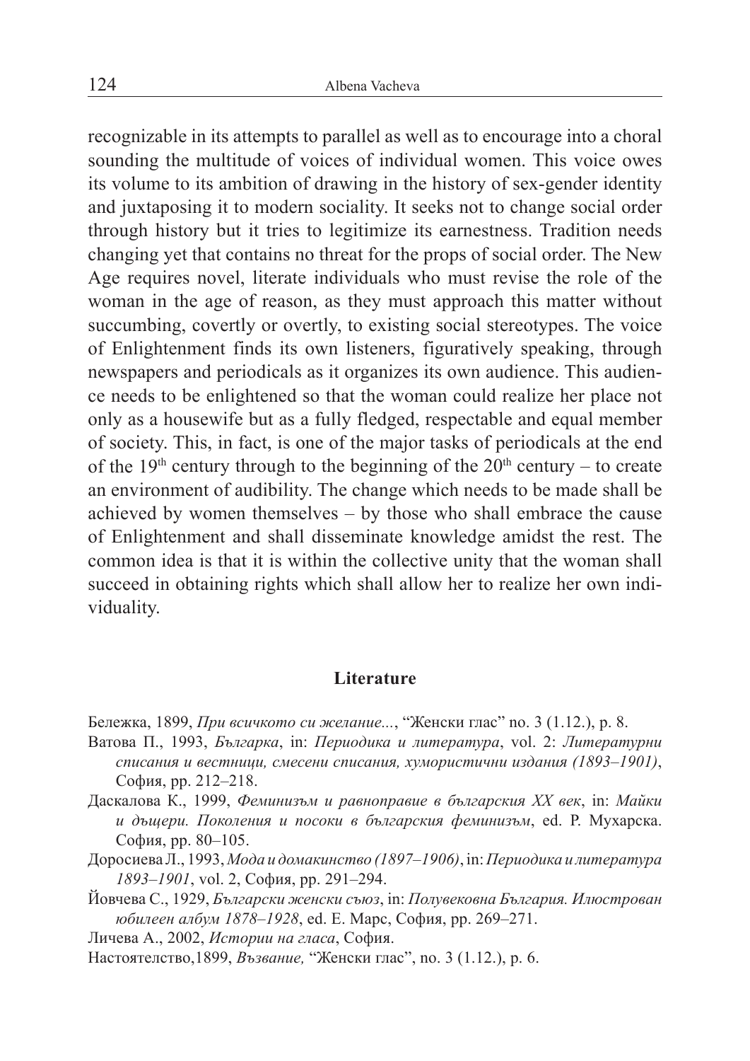recognizable in its attempts to parallel as well as to encourage into a choral sounding the multitude of voices of individual women. This voice owes its volume to its ambition of drawing in the history of sex-gender identity and juxtaposing it to modern sociality. It seeks not to change social order through history but it tries to legitimize its earnestness. Tradition needs changing yet that contains no threat for the props of social order. The New Age requires novel, literate individuals who must revise the role of the woman in the age of reason, as they must approach this matter without succumbing, covertly or overtly, to existing social stereotypes. The voice of Enlightenment finds its own listeners, figuratively speaking, through newspapers and periodicals as it organizes its own audience. This audience needs to be enlightened so that the woman could realize her place not only as a housewife but as a fully fledged, respectable and equal member of society. This, in fact, is one of the major tasks of periodicals at the end of the 19th century through to the beginning of the 20th century – to create an environment of audibility. The change which needs to be made shall be achieved by women themselves – by those who shall embrace the cause of Enlightenment and shall disseminate knowledge amidst the rest. The common idea is that it is within the collective unity that the woman shall succeed in obtaining rights which shall allow her to realize her own individuality.

## Literature

Бележка, 1899, *При всичкото си желание...*, "Женски глас" no. 3 (1.12.), p. 8.

Ватова П., 1993, *Българка*, in: *Периодика и литература*, vol. 2: *Литературни списания и вестници, смесени списания, хумористични издания (1893–1901)*, София, pp. 212–218.

Даскалова К., 1999, *Феминизъм и равноправие в българския XX век*, in: *Майки и дъщери. Поколения и посоки в българския феминизъм*, ed. Р. Мухарска. София, pp. 80–105.

Доросиева Л., 1993, *Мода и домакинство (1897–1906)*, in: *Периодика и литература 1893–1901*, vol. 2, София, pp. 291–294.

Йовчева С., 1929, *Български женски съюз*, in: *Полувековна България. Илюстрован юбилеен албум 1878–1928*, ed. Е. Марс, София, pp. 269–271.

Личева А., 2002, *Истории на гласа*, София.

Настоятелство,1899, *Възвание,* "Женски глас", no. 3 (1.12.), p. 6.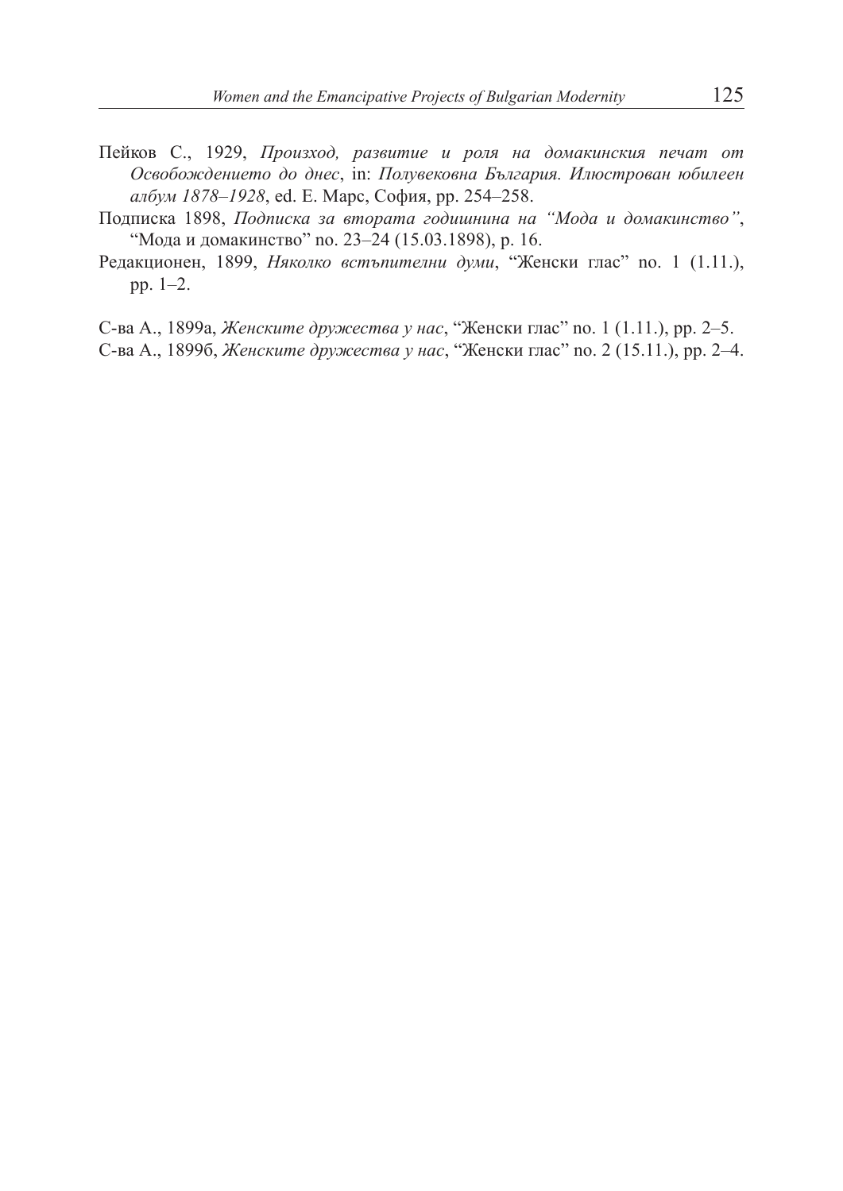Пейков С., 1929, *Произход, развитие и роля на домакинския печат от Освобождението до днес*, in: *Полувековна България. Илюстрован юбилеен албум 1878–1928*, ed. Е. Марс, София, pp. 254–258.

Подписка 1898, *Подписка за втората годишнина на "Мода и домакинство"*, "Мода и домакинство" no. 23–24 (15.03.1898), p. 16.

Редакционен, 1899, *Няколко встъпителни думи*, "Женски глас" no. 1 (1.11.), pp. 1–2.

С-ва А., 1899а, *Женските дружества у нас*, "Женски глас" no. 1 (1.11.), pp. 2–5.

С-ва А., 1899б, *Женските дружества у нас*, "Женски глас" no. 2 (15.11.), pp. 2–4.